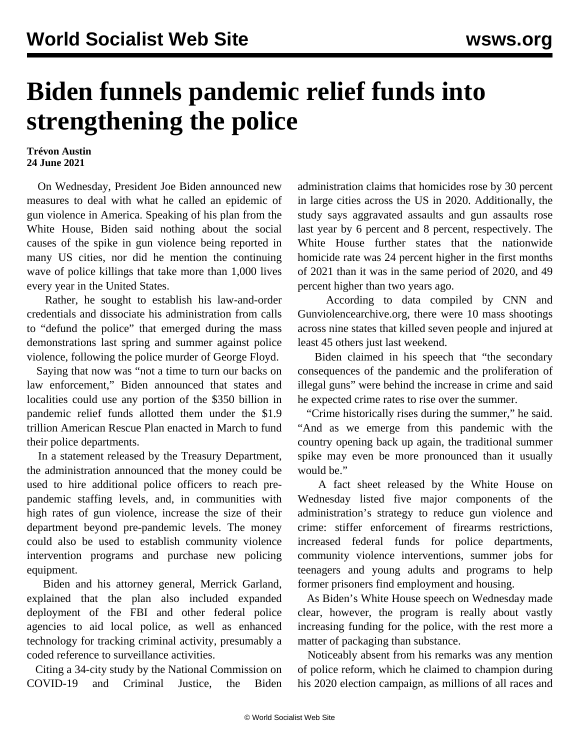# Biden funnels pandemic relief funds into strengthening the police

**Trévon Austin**
**24 June 2021**

On Wednesday, President Joe Biden announced new measures to deal with what he called an epidemic of gun violence in America. Speaking of his plan from the White House, Biden said nothing about the social causes of the spike in gun violence being reported in many US cities, nor did he mention the continuing wave of police killings that take more than 1,000 lives every year in the United States.

Rather, he sought to establish his law-and-order credentials and dissociate his administration from calls to "defund the police" that emerged during the mass demonstrations last spring and summer against police violence, following the police murder of George Floyd.

Saying that now was "not a time to turn our backs on law enforcement," Biden announced that states and localities could use any portion of the $350 billion in pandemic relief funds allotted them under the $1.9 trillion American Rescue Plan enacted in March to fund their police departments.

In a statement released by the Treasury Department, the administration announced that the money could be used to hire additional police officers to reach pre-pandemic staffing levels, and, in communities with high rates of gun violence, increase the size of their department beyond pre-pandemic levels. The money could also be used to establish community violence intervention programs and purchase new policing equipment.

Biden and his attorney general, Merrick Garland, explained that the plan also included expanded deployment of the FBI and other federal police agencies to aid local police, as well as enhanced technology for tracking criminal activity, presumably a coded reference to surveillance activities.

Citing a 34-city study by the National Commission on COVID-19 and Criminal Justice, the Biden administration claims that homicides rose by 30 percent in large cities across the US in 2020. Additionally, the study says aggravated assaults and gun assaults rose last year by 6 percent and 8 percent, respectively. The White House further states that the nationwide homicide rate was 24 percent higher in the first months of 2021 than it was in the same period of 2020, and 49 percent higher than two years ago.

According to data compiled by CNN and Gunviolencearchive.org, there were 10 mass shootings across nine states that killed seven people and injured at least 45 others just last weekend.

Biden claimed in his speech that "the secondary consequences of the pandemic and the proliferation of illegal guns" were behind the increase in crime and said he expected crime rates to rise over the summer.

"Crime historically rises during the summer," he said. "And as we emerge from this pandemic with the country opening back up again, the traditional summer spike may even be more pronounced than it usually would be."

A fact sheet released by the White House on Wednesday listed five major components of the administration's strategy to reduce gun violence and crime: stiffer enforcement of firearms restrictions, increased federal funds for police departments, community violence interventions, summer jobs for teenagers and young adults and programs to help former prisoners find employment and housing.

As Biden's White House speech on Wednesday made clear, however, the program is really about vastly increasing funding for the police, with the rest more a matter of packaging than substance.

Noticeably absent from his remarks was any mention of police reform, which he claimed to champion during his 2020 election campaign, as millions of all races and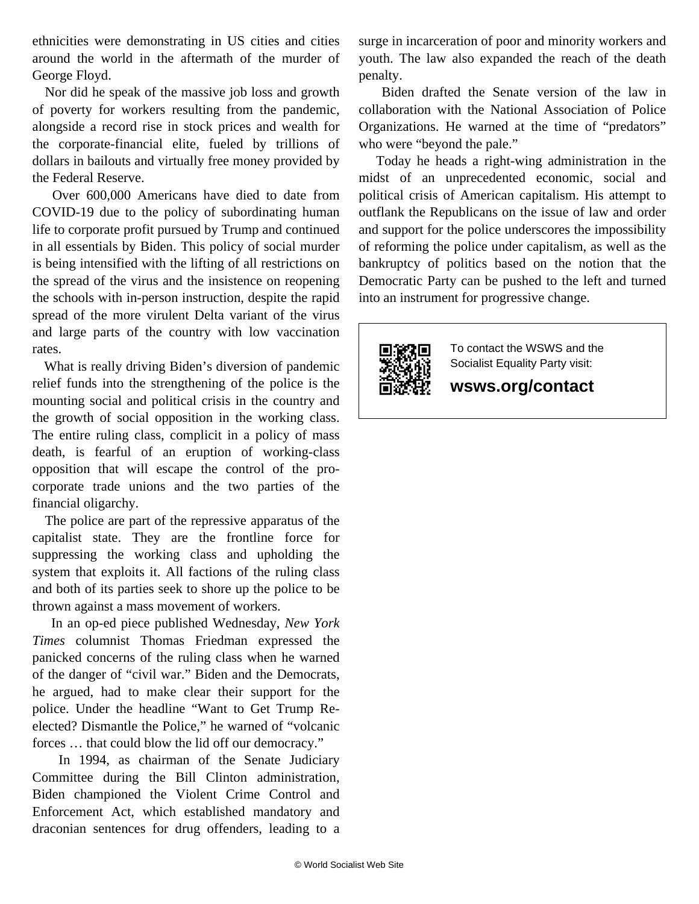ethnicities were demonstrating in US cities and cities around the world in the aftermath of the murder of George Floyd.

Nor did he speak of the massive job loss and growth of poverty for workers resulting from the pandemic, alongside a record rise in stock prices and wealth for the corporate-financial elite, fueled by trillions of dollars in bailouts and virtually free money provided by the Federal Reserve.

Over 600,000 Americans have died to date from COVID-19 due to the policy of subordinating human life to corporate profit pursued by Trump and continued in all essentials by Biden. This policy of social murder is being intensified with the lifting of all restrictions on the spread of the virus and the insistence on reopening the schools with in-person instruction, despite the rapid spread of the more virulent Delta variant of the virus and large parts of the country with low vaccination rates.

What is really driving Biden's diversion of pandemic relief funds into the strengthening of the police is the mounting social and political crisis in the country and the growth of social opposition in the working class. The entire ruling class, complicit in a policy of mass death, is fearful of an eruption of working-class opposition that will escape the control of the pro-corporate trade unions and the two parties of the financial oligarchy.

The police are part of the repressive apparatus of the capitalist state. They are the frontline force for suppressing the working class and upholding the system that exploits it. All factions of the ruling class and both of its parties seek to shore up the police to be thrown against a mass movement of workers.

In an op-ed piece published Wednesday, *New York Times* columnist Thomas Friedman expressed the panicked concerns of the ruling class when he warned of the danger of "civil war." Biden and the Democrats, he argued, had to make clear their support for the police. Under the headline "Want to Get Trump Re-elected? Dismantle the Police," he warned of "volcanic forces … that could blow the lid off our democracy."

In 1994, as chairman of the Senate Judiciary Committee during the Bill Clinton administration, Biden championed the Violent Crime Control and Enforcement Act, which established mandatory and draconian sentences for drug offenders, leading to a surge in incarceration of poor and minority workers and youth. The law also expanded the reach of the death penalty.

Biden drafted the Senate version of the law in collaboration with the National Association of Police Organizations. He warned at the time of "predators" who were "beyond the pale."

Today he heads a right-wing administration in the midst of an unprecedented economic, social and political crisis of American capitalism. His attempt to outflank the Republicans on the issue of law and order and support for the police underscores the impossibility of reforming the police under capitalism, as well as the bankruptcy of politics based on the notion that the Democratic Party can be pushed to the left and turned into an instrument for progressive change.

To contact the WSWS and the Socialist Equality Party visit:

**wsws.org/contact**